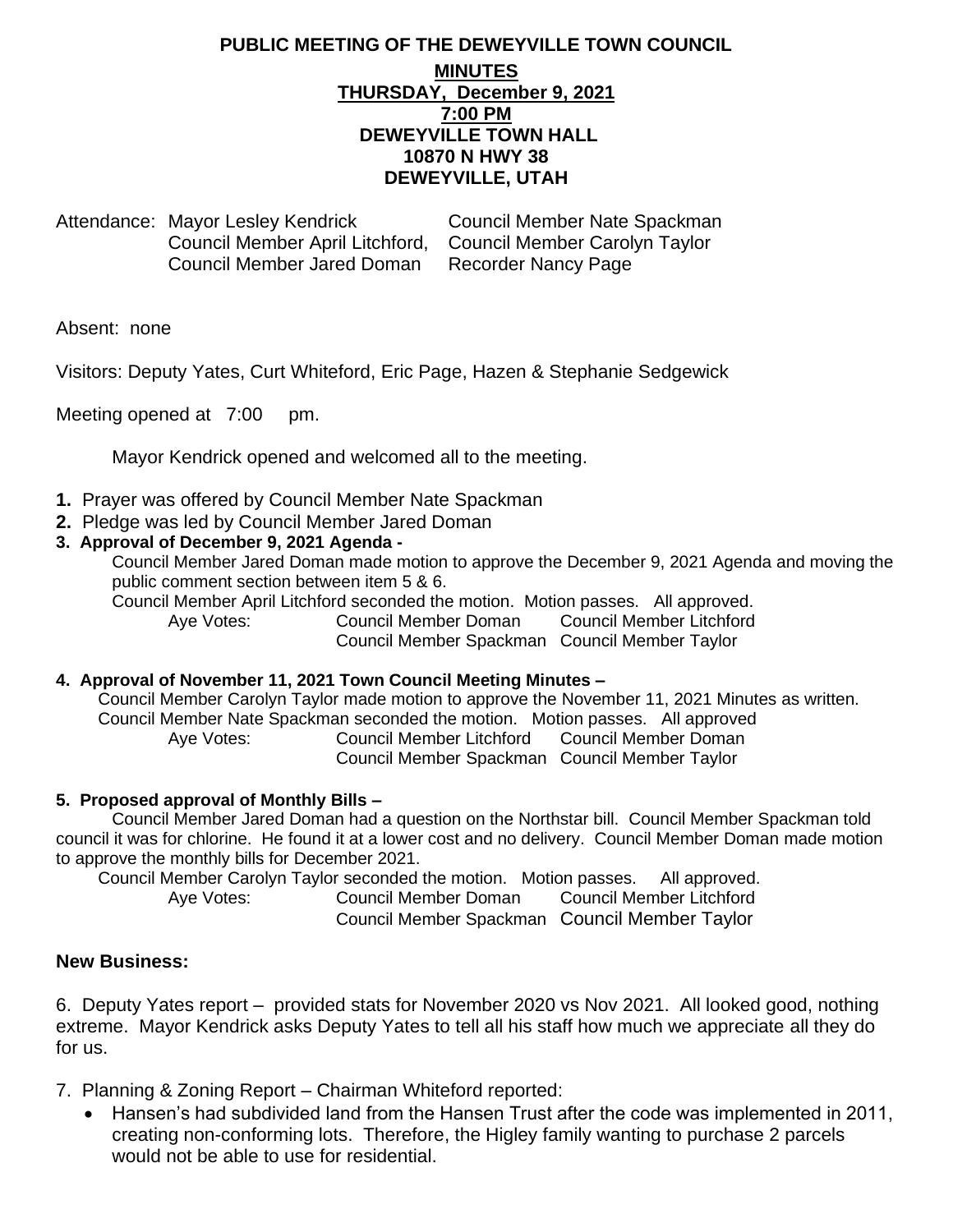**PUBLIC MEETING OF THE DEWEYVILLE TOWN COUNCIL**

**MINUTES**
**THURSDAY, December 9, 2021**
**7:00 PM**
**DEWEYVILLE TOWN HALL**
**10870 N HWY 38**
**DEWEYVILLE, UTAH**

Attendance: Mayor Lesley Kendrick, Council Member Nate Spackman, Council Member April Litchford, Council Member Carolyn Taylor, Council Member Jared Doman, Recorder Nancy Page

Absent: none

Visitors: Deputy Yates, Curt Whiteford, Eric Page, Hazen & Stephanie Sedgewick

Meeting opened at 7:00 pm.

Mayor Kendrick opened and welcomed all to the meeting.

1. Prayer was offered by Council Member Nate Spackman
2. Pledge was led by Council Member Jared Doman
3. **Approval of December 9, 2021 Agenda -**

   Council Member Jared Doman made motion to approve the December 9, 2021 Agenda and moving the public comment section between item 5 & 6.
   Council Member April Litchford seconded the motion. Motion passes. All approved.
   Aye Votes: Council Member Doman, Council Member Litchford, Council Member Spackman, Council Member Taylor

4. **Approval of November 11, 2021 Town Council Meeting Minutes –**

   Council Member Carolyn Taylor made motion to approve the November 11, 2021 Minutes as written.
   Council Member Nate Spackman seconded the motion. Motion passes. All approved
   Aye Votes: Council Member Litchford, Council Member Doman, Council Member Spackman, Council Member Taylor

5. **Proposed approval of Monthly Bills –**

   Council Member Jared Doman had a question on the Northstar bill. Council Member Spackman told council it was for chlorine. He found it at a lower cost and no delivery. Council Member Doman made motion to approve the monthly bills for December 2021.
   Council Member Carolyn Taylor seconded the motion. Motion passes. All approved.
   Aye Votes: Council Member Doman, Council Member Litchford, Council Member Spackman, Council Member Taylor

**New Business:**

6. Deputy Yates report – provided stats for November 2020 vs Nov 2021. All looked good, nothing extreme. Mayor Kendrick asks Deputy Yates to tell all his staff how much we appreciate all they do for us.

7. Planning & Zoning Report – Chairman Whiteford reported:
   - Hansen's had subdivided land from the Hansen Trust after the code was implemented in 2011, creating non-conforming lots. Therefore, the Higley family wanting to purchase 2 parcels would not be able to use for residential.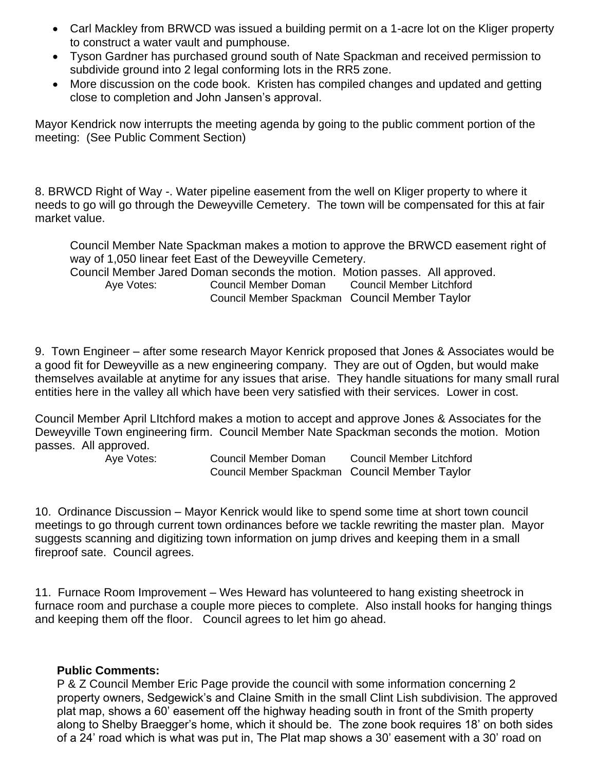- Carl Mackley from BRWCD was issued a building permit on a 1-acre lot on the Kliger property to construct a water vault and pumphouse.
- Tyson Gardner has purchased ground south of Nate Spackman and received permission to subdivide ground into 2 legal conforming lots in the RR5 zone.
- More discussion on the code book. Kristen has compiled changes and updated and getting close to completion and John Jansen's approval.

Mayor Kendrick now interrupts the meeting agenda by going to the public comment portion of the meeting: (See Public Comment Section)

8. BRWCD Right of Way -. Water pipeline easement from the well on Kliger property to where it needs to go will go through the Deweyville Cemetery. The town will be compensated for this at fair market value.

Council Member Nate Spackman makes a motion to approve the BRWCD easement right of way of 1,050 linear feet East of the Deweyville Cemetery.
Council Member Jared Doman seconds the motion. Motion passes. All approved.

| | | |
|---|---|---|
| Aye Votes: | Council Member Doman | Council Member Litchford |
| | Council Member Spackman | Council Member Taylor |

9. Town Engineer – after some research Mayor Kenrick proposed that Jones & Associates would be a good fit for Deweyville as a new engineering company. They are out of Ogden, but would make themselves available at anytime for any issues that arise. They handle situations for many small rural entities here in the valley all which have been very satisfied with their services. Lower in cost.

Council Member April LItchford makes a motion to accept and approve Jones & Associates for the Deweyville Town engineering firm. Council Member Nate Spackman seconds the motion. Motion passes. All approved.

| | | |
|---|---|---|
| Aye Votes: | Council Member Doman | Council Member Litchford |
| | Council Member Spackman | Council Member Taylor |

10. Ordinance Discussion – Mayor Kenrick would like to spend some time at short town council meetings to go through current town ordinances before we tackle rewriting the master plan. Mayor suggests scanning and digitizing town information on jump drives and keeping them in a small fireproof sate. Council agrees.

11. Furnace Room Improvement – Wes Heward has volunteered to hang existing sheetrock in furnace room and purchase a couple more pieces to complete. Also install hooks for hanging things and keeping them off the floor. Council agrees to let him go ahead.

**Public Comments:**
P & Z Council Member Eric Page provide the council with some information concerning 2 property owners, Sedgewick's and Claine Smith in the small Clint Lish subdivision. The approved plat map, shows a 60' easement off the highway heading south in front of the Smith property along to Shelby Braegger's home, which it should be. The zone book requires 18' on both sides of a 24' road which is what was put in, The Plat map shows a 30' easement with a 30' road on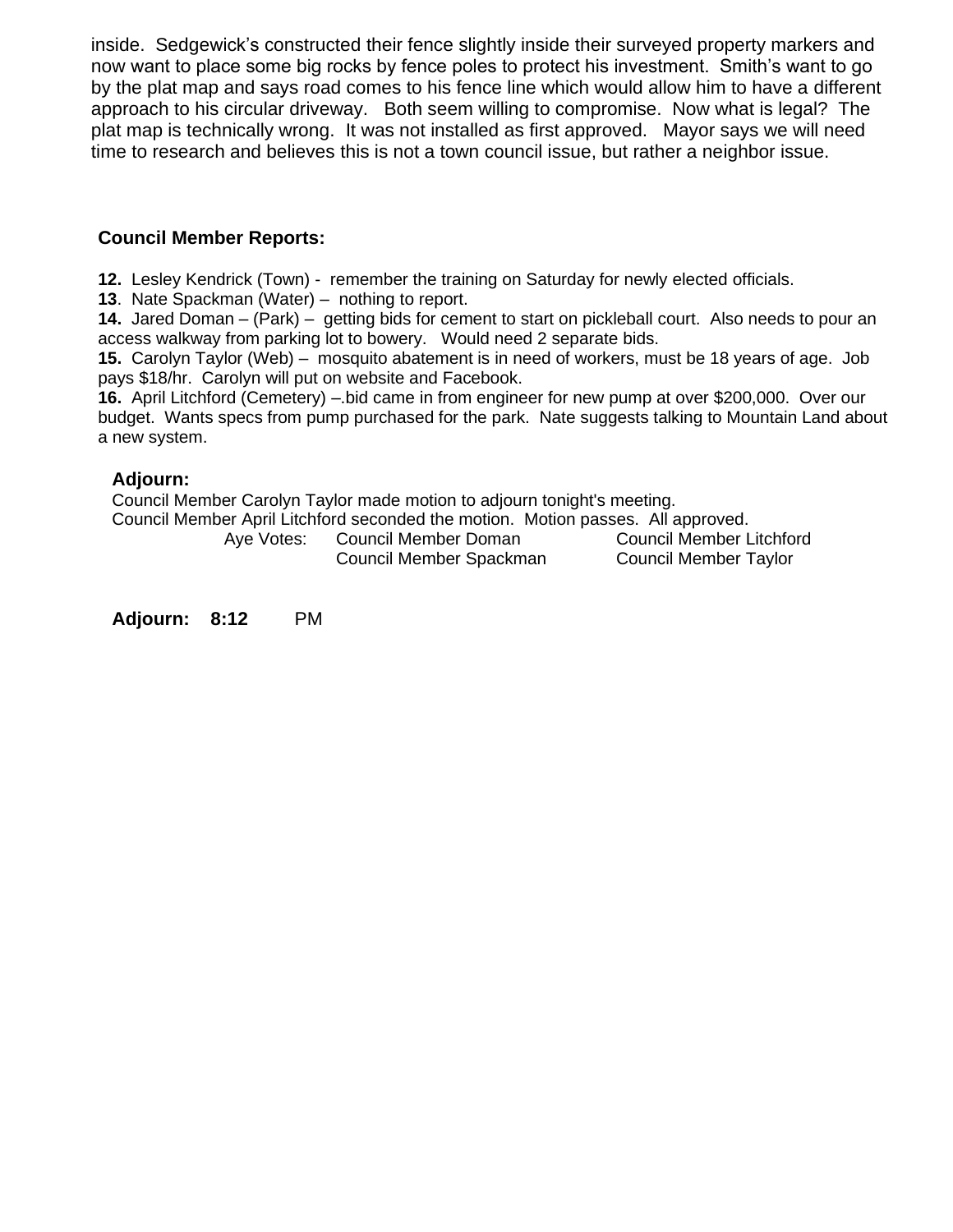inside. Sedgewick's constructed their fence slightly inside their surveyed property markers and now want to place some big rocks by fence poles to protect his investment. Smith's want to go by the plat map and says road comes to his fence line which would allow him to have a different approach to his circular driveway. Both seem willing to compromise. Now what is legal? The plat map is technically wrong. It was not installed as first approved. Mayor says we will need time to research and believes this is not a town council issue, but rather a neighbor issue.

**Council Member Reports:**

**12.** Lesley Kendrick (Town) - remember the training on Saturday for newly elected officials.
**13**. Nate Spackman (Water) – nothing to report.
**14.** Jared Doman – (Park) – getting bids for cement to start on pickleball court. Also needs to pour an access walkway from parking lot to bowery. Would need 2 separate bids.
**15.** Carolyn Taylor (Web) – mosquito abatement is in need of workers, must be 18 years of age. Job pays $18/hr. Carolyn will put on website and Facebook.
**16.** April Litchford (Cemetery) –.bid came in from engineer for new pump at over $200,000. Over our budget. Wants specs from pump purchased for the park. Nate suggests talking to Mountain Land about a new system.

**Adjourn:**
Council Member Carolyn Taylor made motion to adjourn tonight's meeting.
Council Member April Litchford seconded the motion. Motion passes. All approved.

| | | |
|---|---|---|
| Aye Votes: | Council Member Doman | Council Member Litchford |
| | Council Member Spackman | Council Member Taylor |

**Adjourn: 8:12** PM